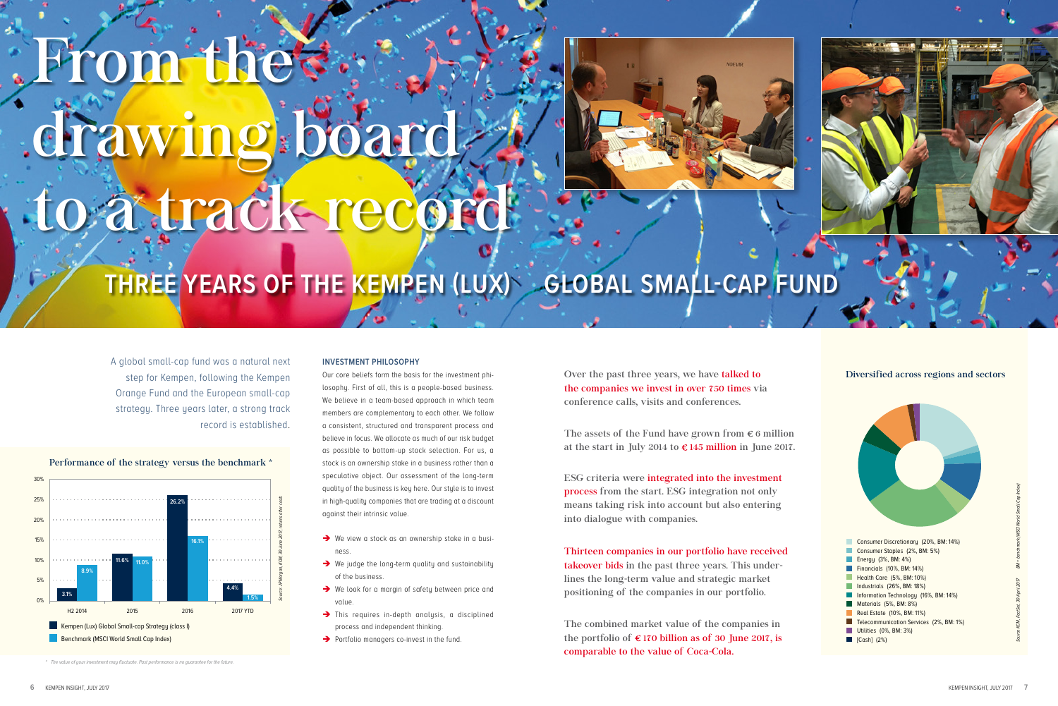# From the drawing board to a track record

## THREE YEARS OF THE KEMPEN (LUX) GLOBAL SMALL-CAP FUND

A global small-cap fund was a natural next step for Kempen, following the Kempen Orange Fund and the European small-cap strategy. Three years later, a strong track record is established.

### Performance of the strategy versus the benchmark *

| | H2 2014 | 2015 | 2016 | 2017 YTD |
|---|---|---|---|---|
| Kempen (Lux) Global Small-cap Strategy (class I) | 3.1% | 11.6% | 26.2% | 4.4% |
| Benchmark (MSCI World Small Cap Index) | 8.9% | 11.0% | 16.1% | 1.5% |

*Source: JPMorgan, KCM, 30 June 2017, returns after costs*

\* *The value of your investment may fluctuate. Past performance is no guarantee for the future.*

### INVESTMENT PHILOSOPHY

Our core beliefs form the basis for the investment philosophy. First of all, this is a people-based business. We believe in a team-based approach in which team members are complementary to each other. We follow a consistent, structured and transparent process and believe in focus. We allocate as much of our risk budget as possible to bottom-up stock selection. For us, a stock is an ownership stake in a business rather than a speculative object. Our assessment of the long-term quality of the business is key here. Our style is to invest in high-quality companies that are trading at a discount against their intrinsic value.

- We view a stock as an ownership stake in a business.
- We judge the long-term quality and sustainability of the business.
- We look for a margin of safety between price and value.
- This requires in-depth analysis, a disciplined process and independent thinking.
- Portfolio managers co-invest in the fund.

Over the past three years, we have **talked to the companies we invest in over 750 times** via conference calls, visits and conferences.

The assets of the Fund have grown from € 6 million at the start in July 2014 to **€ 145 million** in June 2017.

ESG criteria were **integrated into the investment process** from the start. ESG integration not only means taking risk into account but also entering into dialogue with companies.

**Thirteen companies in our portfolio have received takeover bids** in the past three years. This underlines the long-term value and strategic market positioning of the companies in our portfolio.

The combined market value of the companies in the portfolio of **€ 170 billion as of 30 June 2017, is comparable to the value of Coca-Cola.**

### Diversified across regions and sectors

- Consumer Discretionary (20%, BM: 14%)
- Consumer Staples (2%, BM: 5%)
- Energy (3%, BM: 4%)
- Financials (10%, BM: 14%)
- Health Care (5%, BM: 10%)
- Industrials (26%, BM: 18%)
- Information Technology (16%, BM: 14%)
- Materials (5%, BM: 8%)
- Real Estate (10%, BM: 11%)
- Telecommunication Services (2%, BM: 1%)
- Utilities (0%, BM: 3%)
- [Cash] (2%)

*Source: KCM, FactSet, 30 April 2017. BM = benchmark (MSCI World Small Cap Index)*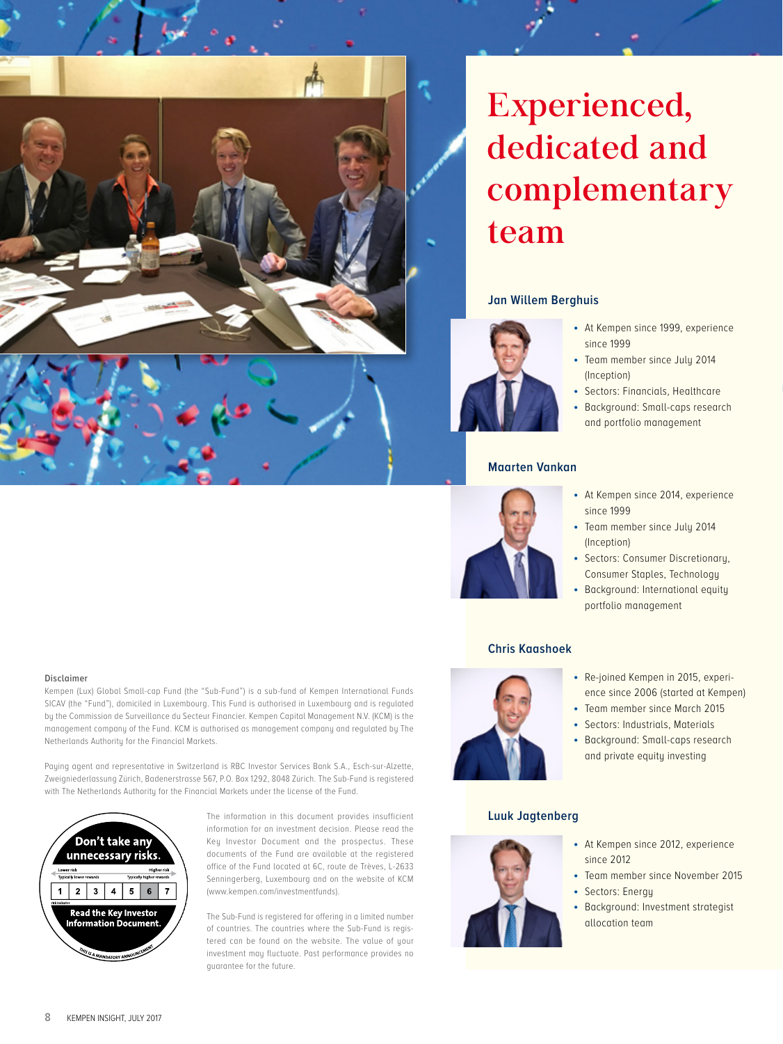# Experienced, dedicated and complementary team

### Jan Willem Berghuis

- At Kempen since 1999, experience since 1999
- Team member since July 2014 (Inception)
- Sectors: Financials, Healthcare
- Background: Small-caps research and portfolio management

### Maarten Vankan

- At Kempen since 2014, experience since 1999
- Team member since July 2014 (Inception)
- Sectors: Consumer Discretionary, Consumer Staples, Technology
- Background: International equity portfolio management

### Chris Kaashoek

- Re-joined Kempen in 2015, experience since 2006 (started at Kempen)
- Team member since March 2015
- Sectors: Industrials, Materials
- Background: Small-caps research and private equity investing

### Luuk Jagtenberg

- At Kempen since 2012, experience since 2012
- Team member since November 2015
- Sectors: Energy
- Background: Investment strategist allocation team

**Disclaimer**

Kempen (Lux) Global Small-cap Fund (the "Sub-Fund") is a sub-fund of Kempen International Funds SICAV (the "Fund"), domiciled in Luxembourg. This Fund is authorised in Luxembourg and is regulated by the Commission de Surveillance du Secteur Financier. Kempen Capital Management N.V. (KCM) is the management company of the Fund. KCM is authorised as management company and regulated by The Netherlands Authority for the Financial Markets.

Paying agent and representative in Switzerland is RBC Investor Services Bank S.A., Esch-sur-Alzette, Zweigniederlassung Zürich, Badenerstrasse 567, P.O. Box 1292, 8048 Zürich. The Sub-Fund is registered with The Netherlands Authority for the Financial Markets under the license of the Fund.

**Don't take any unnecessary risks.**

Lower risk — Higher risk
Typically lower rewards — Typically higher rewards

| 1 | 2 | 3 | 4 | 5 | 6 | 7 |
|---|---|---|---|---|---|---|

Risk indicator

**Read the Key Investor Information Document.**

THIS IS A MANDATORY ANNOUNCEMENT

The information in this document provides insufficient information for an investment decision. Please read the Key Investor Document and the prospectus. These documents of the Fund are available at the registered office of the Fund located at 6C, route de Trèves, L-2633 Senningerberg, Luxembourg and on the website of KCM (www.kempen.com/investmentfunds).

The Sub-Fund is registered for offering in a limited number of countries. The countries where the Sub-Fund is registered can be found on the website. The value of your investment may fluctuate. Past performance provides no guarantee for the future.